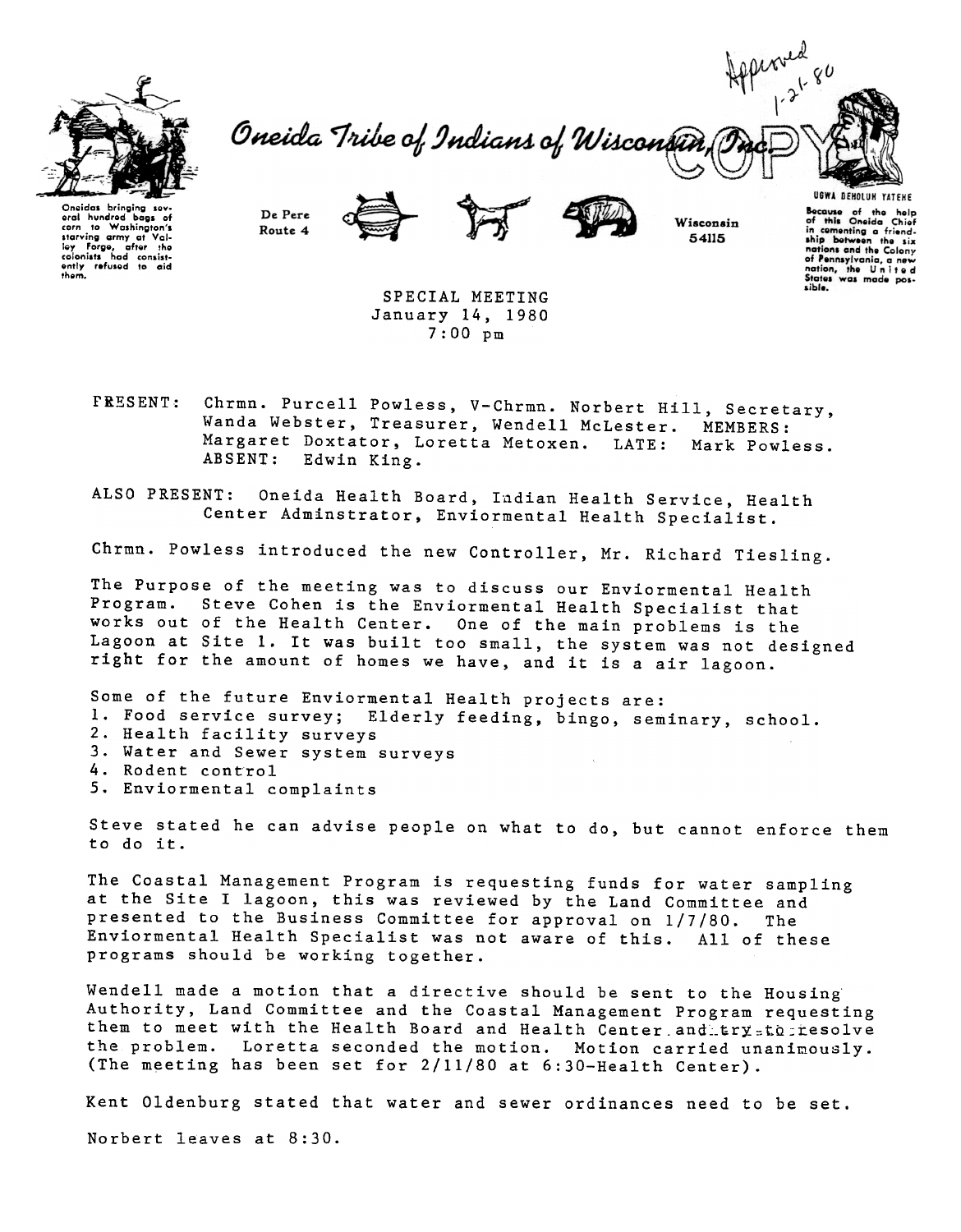Approved 1-21-80

Oneida Tribe of Indians of Wisconsin, Inc.

COPY

Oneidas bringing several hundred bags of corn to Washington's starving army at Valley Forge, after the colonists had consistently refused to aid them.

De Pere Route 4

Wisconsin 54115

UGWA DEHOLUH YATEHE

Because of the help of this Oneida Chief in cementing a friendship between the six nations and the Colony of Pennsylvania, a new nation, the United States was made possible.

SPECIAL MEETING
January 14, 1980
7:00 pm

PRESENT: Chrmn. Purcell Powless, V-Chrmn. Norbert Hill, Secretary, Wanda Webster, Treasurer, Wendell McLester. MEMBERS: Margaret Doxtator, Loretta Metoxen. LATE: Mark Powless. ABSENT: Edwin King.

ALSO PRESENT: Oneida Health Board, Indian Health Service, Health Center Adminstrator, Enviormental Health Specialist.

Chrmn. Powless introduced the new Controller, Mr. Richard Tiesling.

The Purpose of the meeting was to discuss our Enviormental Health Program. Steve Cohen is the Enviormental Health Specialist that works out of the Health Center. One of the main problems is the Lagoon at Site 1. It was built too small, the system was not designed right for the amount of homes we have, and it is a air lagoon.

Some of the future Enviormental Health projects are:
1. Food service survey; Elderly feeding, bingo, seminary, school.
2. Health facility surveys
3. Water and Sewer system surveys
4. Rodent control
5. Enviormental complaints

Steve stated he can advise people on what to do, but cannot enforce them to do it.

The Coastal Management Program is requesting funds for water sampling at the Site I lagoon, this was reviewed by the Land Committee and presented to the Business Committee for approval on 1/7/80. The Enviormental Health Specialist was not aware of this. All of these programs should be working together.

Wendell made a motion that a directive should be sent to the Housing Authority, Land Committee and the Coastal Management Program requesting them to meet with the Health Board and Health Center and try to resolve the problem. Loretta seconded the motion. Motion carried unanimously. (The meeting has been set for 2/11/80 at 6:30-Health Center).

Kent Oldenburg stated that water and sewer ordinances need to be set.

Norbert leaves at 8:30.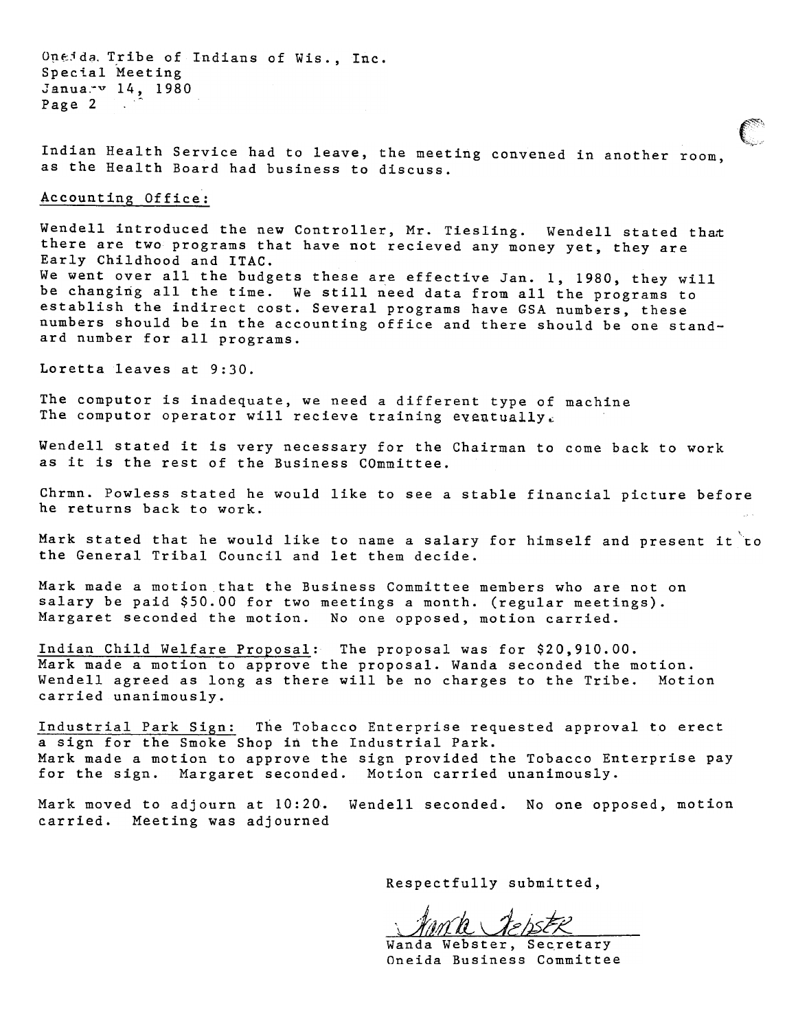Indian Health Service had to leave, the meeting convened in another room, as the Health Board had business to discuss.

Accounting Office:

Wendell introduced the new Controller, Mr. Tiesling. Wendell stated that there are two programs that have not recieved any money yet, they are Early Childhood and ITAC.
We went over all the budgets these are effective Jan. 1, 1980, they will be changing all the time. We still need data from all the programs to establish the indirect cost. Several programs have GSA numbers, these numbers should be in the accounting office and there should be one standard number for all programs.

Loretta leaves at 9:30.

The computor is inadequate, we need a different type of machine
The computor operator will recieve training eventually.

Wendell stated it is very necessary for the Chairman to come back to work as it is the rest of the Business COmmittee.

Chrmn. Powless stated he would like to see a stable financial picture before he returns back to work.

Mark stated that he would like to name a salary for himself and present it to the General Tribal Council and let them decide.

Mark made a motion that the Business Committee members who are not on salary be paid $50.00 for two meetings a month. (regular meetings). Margaret seconded the motion. No one opposed, motion carried.

Indian Child Welfare Proposal: The proposal was for $20,910.00. Mark made a motion to approve the proposal. Wanda seconded the motion. Wendell agreed as long as there will be no charges to the Tribe. Motion carried unanimously.

Industrial Park Sign: The Tobacco Enterprise requested approval to erect a sign for the Smoke Shop in the Industrial Park.
Mark made a motion to approve the sign provided the Tobacco Enterprise pay for the sign. Margaret seconded. Motion carried unanimously.

Mark moved to adjourn at 10:20. Wendell seconded. No one opposed, motion carried. Meeting was adjourned

Respectfully submitted,

Wanda Webster

Wanda Webster, Secretary
Oneida Business Committee